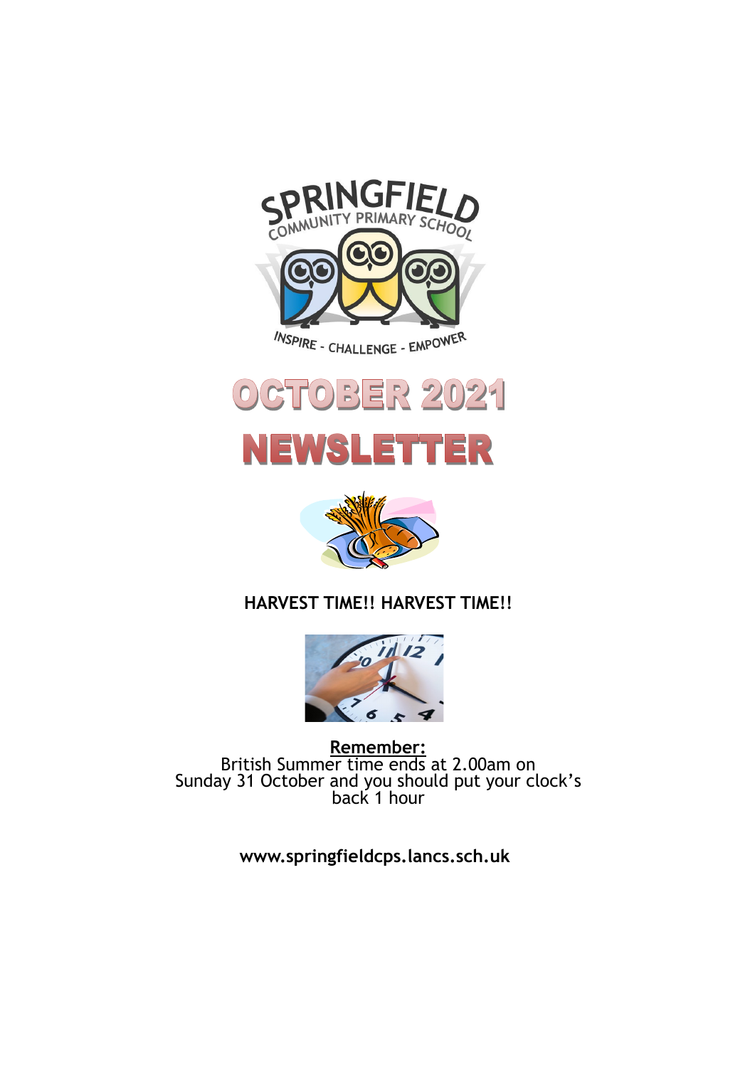SPRINGFIELD COMMUNITY PRIMARY SCHOOL

INSPIRE - CHALLENGE - EMPOWER

# OCTOBER 2021

# NEWSLETTER

**HARVEST TIME!! HARVEST TIME!!**

**Remember:**
British Summer time ends at 2.00am on Sunday 31 October and you should put your clock's back 1 hour

**www.springfieldcps.lancs.sch.uk**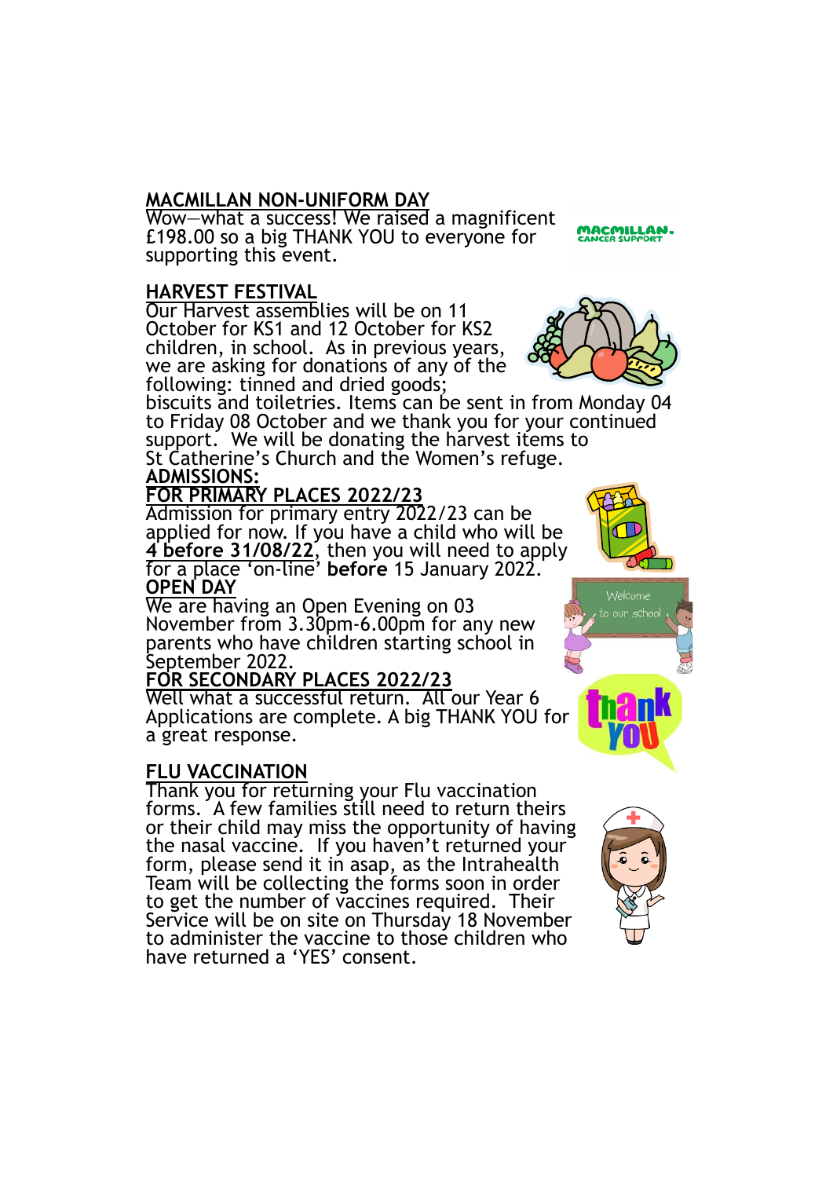## MACMILLAN NON-UNIFORM DAY

Wow—what a success! We raised a magnificent £198.00 so a big THANK YOU to everyone for supporting this event.

## HARVEST FESTIVAL

Our Harvest assemblies will be on 11 October for KS1 and 12 October for KS2 children, in school. As in previous years, we are asking for donations of any of the following: tinned and dried goods; biscuits and toiletries. Items can be sent in from Monday 04 to Friday 08 October and we thank you for your continued support. We will be donating the harvest items to St Catherine's Church and the Women's refuge.

## ADMISSIONS:

### FOR PRIMARY PLACES 2022/23

Admission for primary entry 2022/23 can be applied for now. If you have a child who will be **4 before 31/08/22**, then you will need to apply for a place 'on-line' **before** 15 January 2022.

### OPEN DAY

We are having an Open Evening on 03 November from 3.30pm-6.00pm for any new parents who have children starting school in September 2022.

### FOR SECONDARY PLACES 2022/23

Well what a successful return. All our Year 6 Applications are complete. A big THANK YOU for a great response.

## FLU VACCINATION

Thank you for returning your Flu vaccination forms. A few families still need to return theirs or their child may miss the opportunity of having the nasal vaccine. If you haven't returned your form, please send it in asap, as the Intrahealth Team will be collecting the forms soon in order to get the number of vaccines required. Their Service will be on site on Thursday 18 November to administer the vaccine to those children who have returned a 'YES' consent.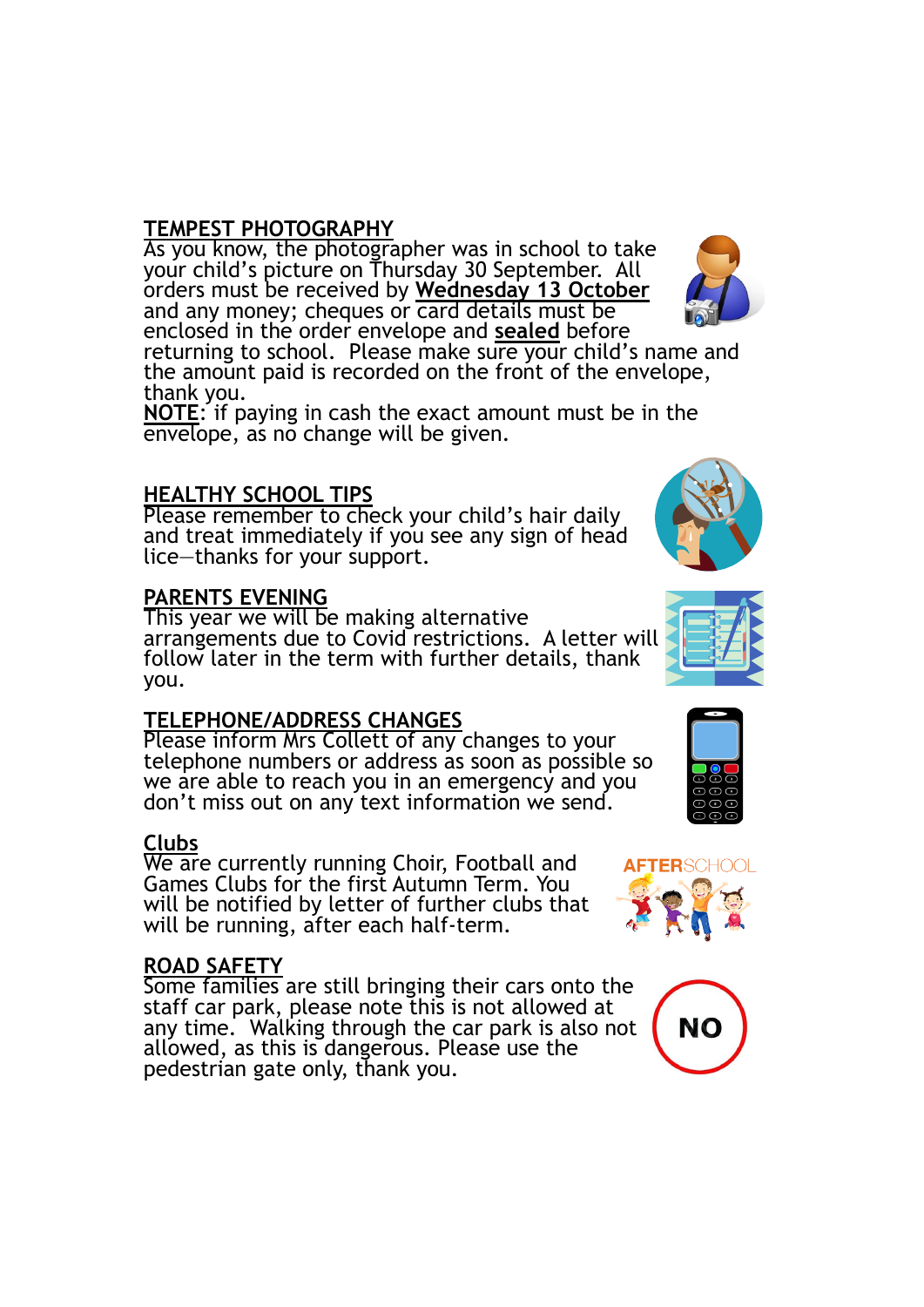## TEMPEST PHOTOGRAPHY

As you know, the photographer was in school to take your child's picture on Thursday 30 September. All orders must be received by **Wednesday 13 October** and any money; cheques or card details must be enclosed in the order envelope and **sealed** before returning to school. Please make sure your child's name and the amount paid is recorded on the front of the envelope, thank you.

**NOTE**: if paying in cash the exact amount must be in the envelope, as no change will be given.

## HEALTHY SCHOOL TIPS

Please remember to check your child's hair daily and treat immediately if you see any sign of head lice—thanks for your support.

## PARENTS EVENING

This year we will be making alternative arrangements due to Covid restrictions. A letter will follow later in the term with further details, thank you.

## TELEPHONE/ADDRESS CHANGES

Please inform Mrs Collett of any changes to your telephone numbers or address as soon as possible so we are able to reach you in an emergency and you don't miss out on any text information we send.

## Clubs

We are currently running Choir, Football and Games Clubs for the first Autumn Term. You will be notified by letter of further clubs that will be running, after each half-term.

## ROAD SAFETY

Some families are still bringing their cars onto the staff car park, please note this is not allowed at any time. Walking through the car park is also not allowed, as this is dangerous. Please use the pedestrian gate only, thank you.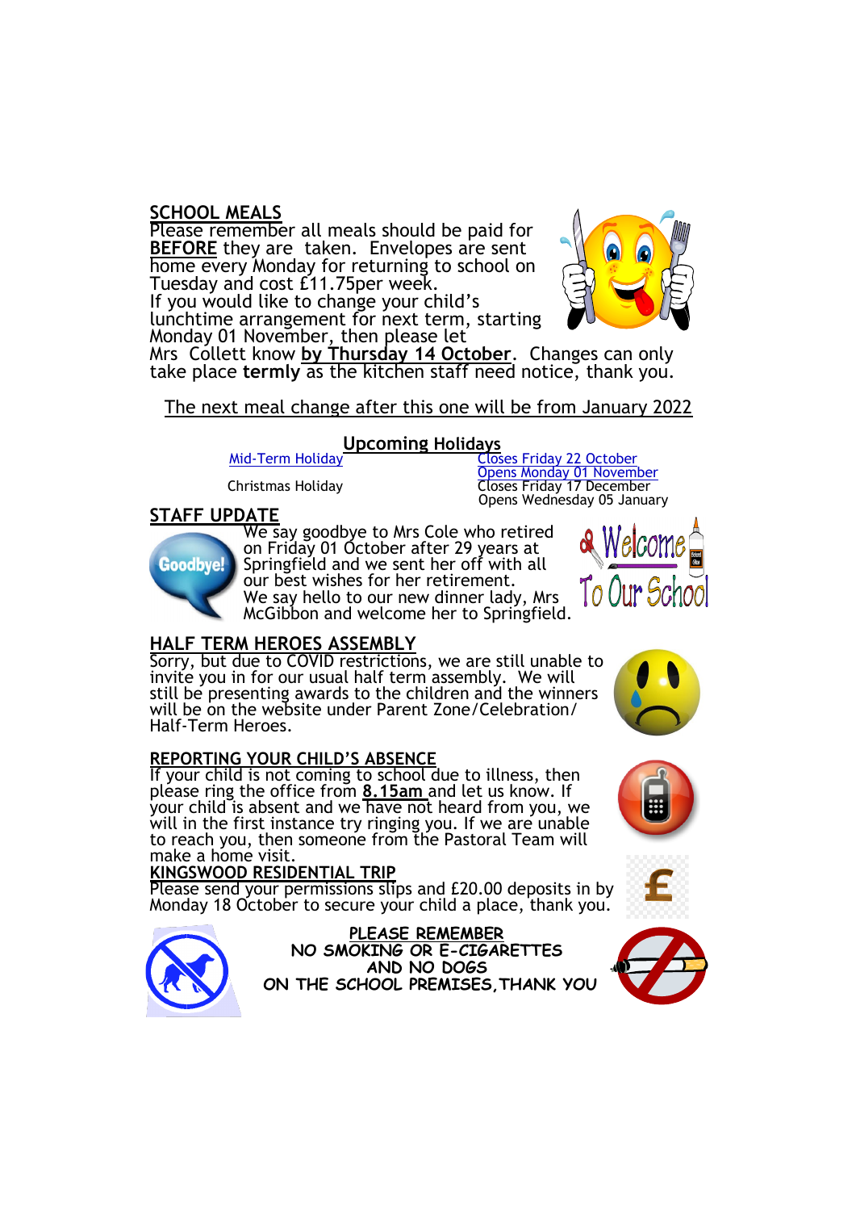## SCHOOL MEALS

Please remember all meals should be paid for **BEFORE** they are taken. Envelopes are sent home every Monday for returning to school on Tuesday and cost £11.75per week.

If you would like to change your child's lunchtime arrangement for next term, starting Monday 01 November, then please let Mrs Collett know **by Thursday 14 October**. Changes can only take place **termly** as the kitchen staff need notice, thank you.

The next meal change after this one will be from January 2022

## Upcoming Holidays

| | |
|---|---|
| Mid-Term Holiday | Closes Friday 22 October<br>Opens Monday 01 November |
| Christmas Holiday | Closes Friday 17 December<br>Opens Wednesday 05 January |

## STAFF UPDATE

We say goodbye to Mrs Cole who retired on Friday 01 October after 29 years at Springfield and we sent her off with all our best wishes for her retirement.

We say hello to our new dinner lady, Mrs McGibbon and welcome her to Springfield.

## HALF TERM HEROES ASSEMBLY

Sorry, but due to COVID restrictions, we are still unable to invite you in for our usual half term assembly. We will still be presenting awards to the children and the winners will be on the website under Parent Zone/Celebration/ Half-Term Heroes.

## REPORTING YOUR CHILD'S ABSENCE

If your child is not coming to school due to illness, then please ring the office from **8.15am** and let us know. If your child is absent and we have not heard from you, we will in the first instance try ringing you. If we are unable to reach you, then someone from the Pastoral Team will make a home visit.

## KINGSWOOD RESIDENTIAL TRIP

Please send your permissions slips and £20.00 deposits in by Monday 18 October to secure your child a place, thank you.

**PLEASE REMEMBER**
**NO SMOKING OR E-CIGARETTES**
**AND NO DOGS**
**ON THE SCHOOL PREMISES, THANK YOU**